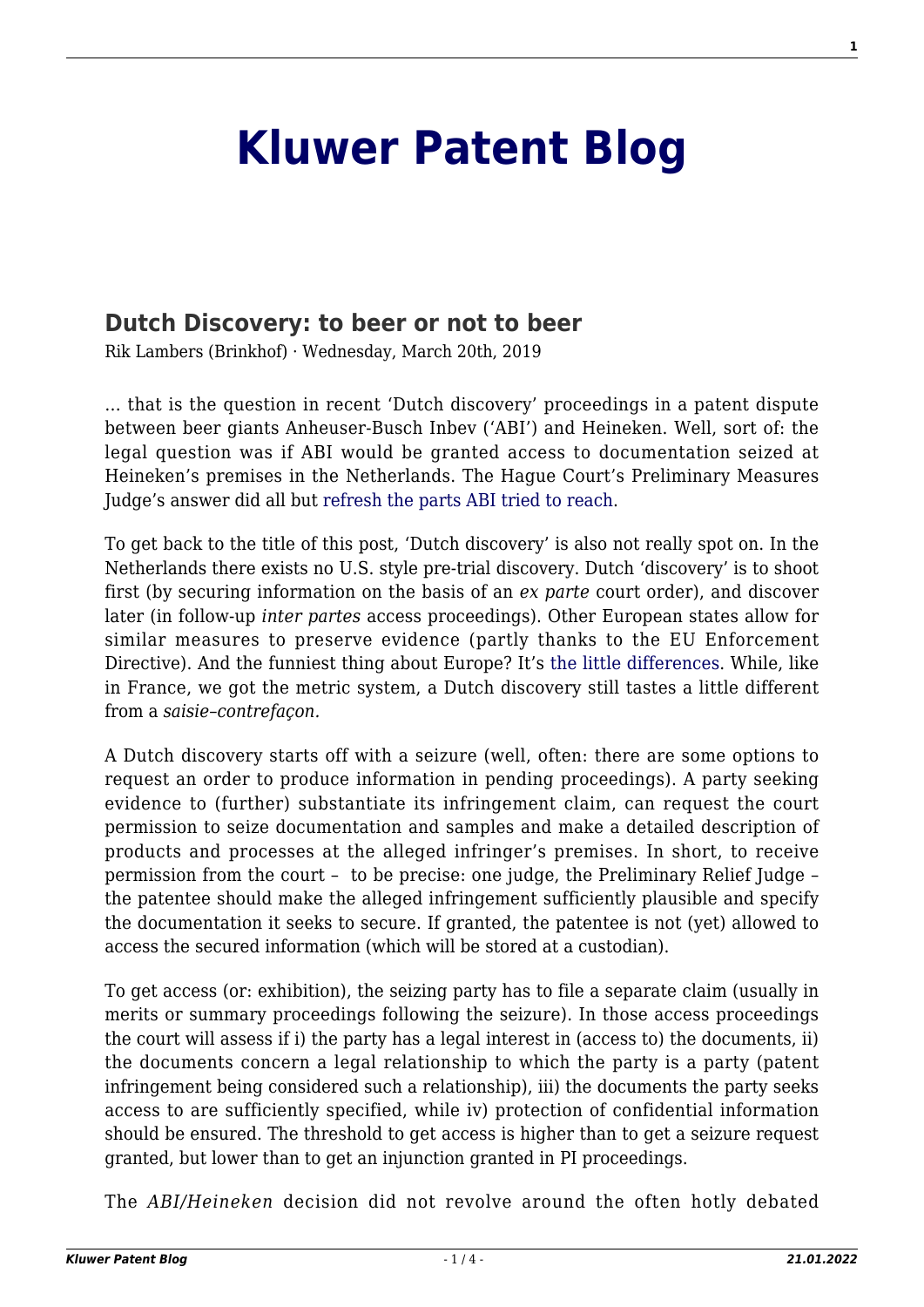# Kluwer Patent Blog

## Dutch Discovery: to beer or not to beer

Rik Lambers (Brinkhof) · Wednesday, March 20th, 2019

… that is the question in recent 'Dutch discovery' proceedings in a patent dispute between beer giants Anheuser-Busch Inbev ('ABI') and Heineken. Well, sort of: the legal question was if ABI would be granted access to documentation seized at Heineken's premises in the Netherlands. The Hague Court's Preliminary Measures Judge's answer did all but refresh the parts ABI tried to reach.

To get back to the title of this post, 'Dutch discovery' is also not really spot on. In the Netherlands there exists no U.S. style pre-trial discovery. Dutch 'discovery' is to shoot first (by securing information on the basis of an *ex parte* court order), and discover later (in follow-up *inter partes* access proceedings). Other European states allow for similar measures to preserve evidence (partly thanks to the EU Enforcement Directive). And the funniest thing about Europe? It's the little differences. While, like in France, we got the metric system, a Dutch discovery still tastes a little different from a *saisie–contrefaçon.*

A Dutch discovery starts off with a seizure (well, often: there are some options to request an order to produce information in pending proceedings). A party seeking evidence to (further) substantiate its infringement claim, can request the court permission to seize documentation and samples and make a detailed description of products and processes at the alleged infringer's premises. In short, to receive permission from the court – to be precise: one judge, the Preliminary Relief Judge – the patentee should make the alleged infringement sufficiently plausible and specify the documentation it seeks to secure. If granted, the patentee is not (yet) allowed to access the secured information (which will be stored at a custodian).

To get access (or: exhibition), the seizing party has to file a separate claim (usually in merits or summary proceedings following the seizure). In those access proceedings the court will assess if i) the party has a legal interest in (access to) the documents, ii) the documents concern a legal relationship to which the party is a party (patent infringement being considered such a relationship), iii) the documents the party seeks access to are sufficiently specified, while iv) protection of confidential information should be ensured. The threshold to get access is higher than to get a seizure request granted, but lower than to get an injunction granted in PI proceedings.

The *ABI/Heineken* decision did not revolve around the often hotly debated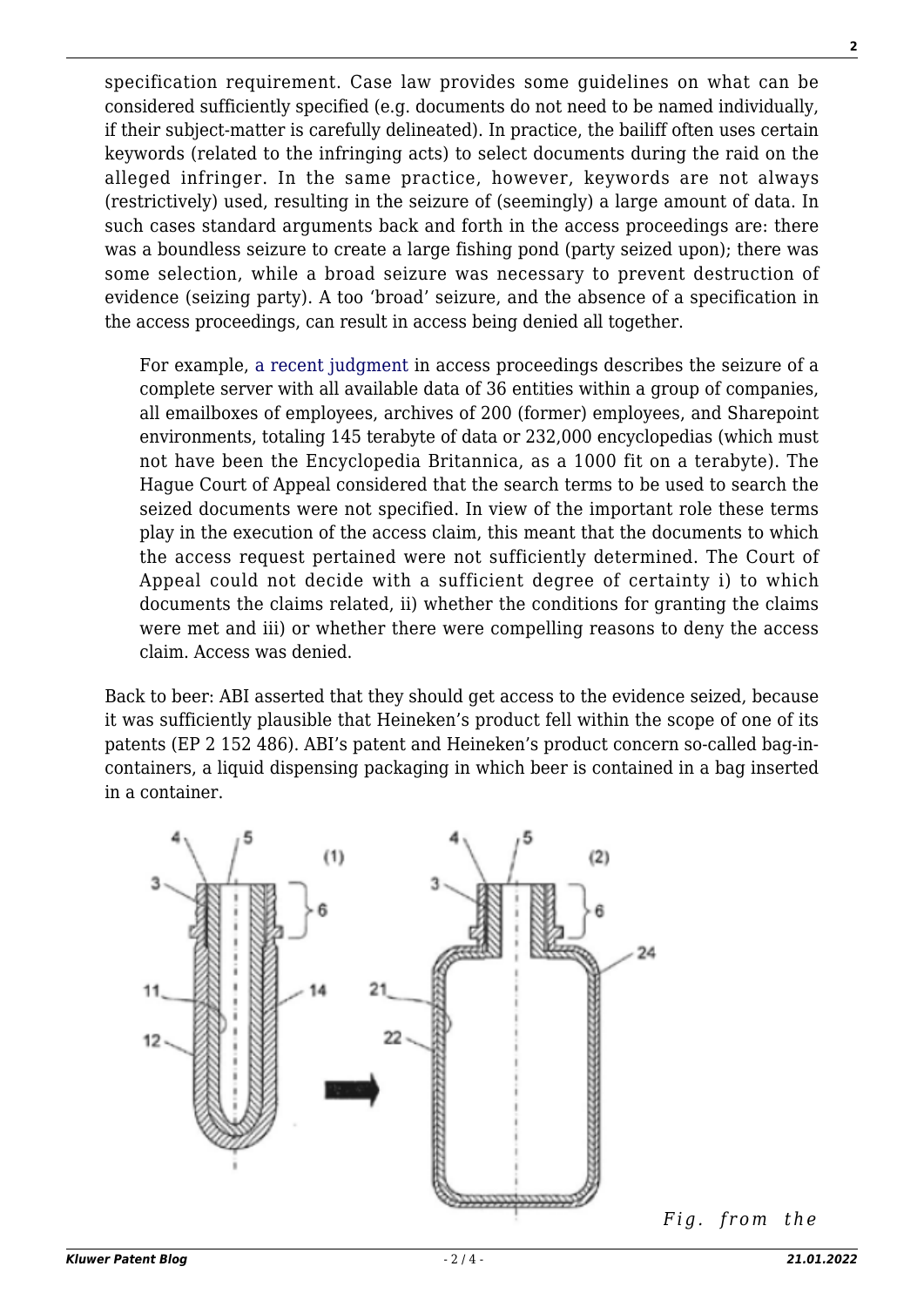specification requirement. Case law provides some guidelines on what can be considered sufficiently specified (e.g. documents do not need to be named individually, if their subject-matter is carefully delineated). In practice, the bailiff often uses certain keywords (related to the infringing acts) to select documents during the raid on the alleged infringer. In the same practice, however, keywords are not always (restrictively) used, resulting in the seizure of (seemingly) a large amount of data. In such cases standard arguments back and forth in the access proceedings are: there was a boundless seizure to create a large fishing pond (party seized upon); there was some selection, while a broad seizure was necessary to prevent destruction of evidence (seizing party). A too 'broad' seizure, and the absence of a specification in the access proceedings, can result in access being denied all together.

> For example, a recent judgment in access proceedings describes the seizure of a complete server with all available data of 36 entities within a group of companies, all emailboxes of employees, archives of 200 (former) employees, and Sharepoint environments, totaling 145 terabyte of data or 232,000 encyclopedias (which must not have been the Encyclopedia Britannica, as a 1000 fit on a terabyte). The Hague Court of Appeal considered that the search terms to be used to search the seized documents were not specified. In view of the important role these terms play in the execution of the access claim, this meant that the documents to which the access request pertained were not sufficiently determined. The Court of Appeal could not decide with a sufficient degree of certainty i) to which documents the claims related, ii) whether the conditions for granting the claims were met and iii) or whether there were compelling reasons to deny the access claim. Access was denied.

Back to beer: ABI asserted that they should get access to the evidence seized, because it was sufficiently plausible that Heineken's product fell within the scope of one of its patents (EP 2 152 486). ABI's patent and Heineken's product concern so-called bag-in-containers, a liquid dispensing packaging in which beer is contained in a bag inserted in a container.

*Fig. from the*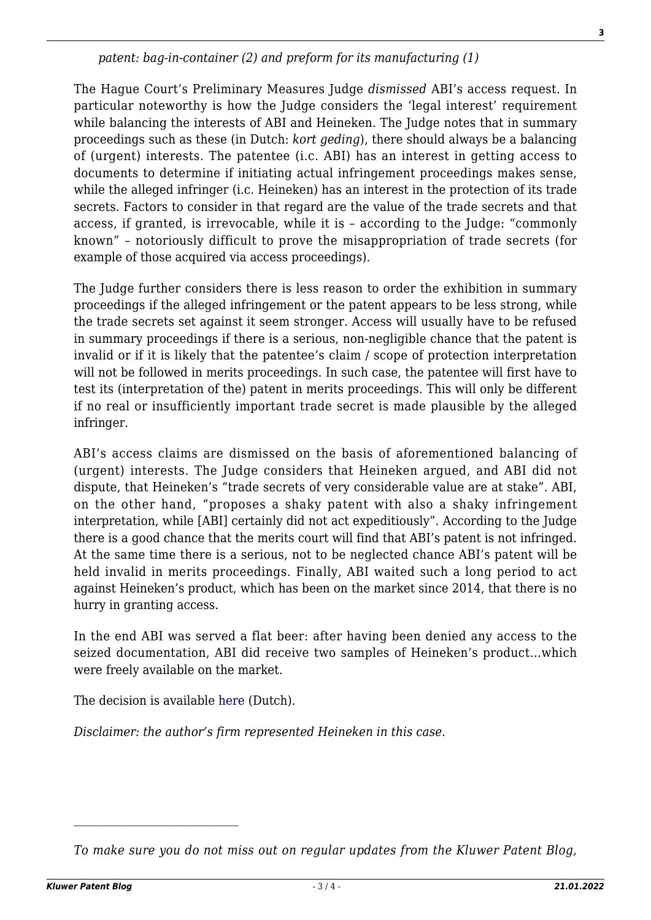*patent: bag-in-container (2) and preform for its manufacturing (1)*

The Hague Court's Preliminary Measures Judge *dismissed* ABI's access request. In particular noteworthy is how the Judge considers the 'legal interest' requirement while balancing the interests of ABI and Heineken. The Judge notes that in summary proceedings such as these (in Dutch: *kort geding*), there should always be a balancing of (urgent) interests. The patentee (i.c. ABI) has an interest in getting access to documents to determine if initiating actual infringement proceedings makes sense, while the alleged infringer (i.c. Heineken) has an interest in the protection of its trade secrets. Factors to consider in that regard are the value of the trade secrets and that access, if granted, is irrevocable, while it is – according to the Judge: "commonly known" – notoriously difficult to prove the misappropriation of trade secrets (for example of those acquired via access proceedings).

The Judge further considers there is less reason to order the exhibition in summary proceedings if the alleged infringement or the patent appears to be less strong, while the trade secrets set against it seem stronger. Access will usually have to be refused in summary proceedings if there is a serious, non-negligible chance that the patent is invalid or if it is likely that the patentee's claim / scope of protection interpretation will not be followed in merits proceedings. In such case, the patentee will first have to test its (interpretation of the) patent in merits proceedings. This will only be different if no real or insufficiently important trade secret is made plausible by the alleged infringer.

ABI's access claims are dismissed on the basis of aforementioned balancing of (urgent) interests. The Judge considers that Heineken argued, and ABI did not dispute, that Heineken's "trade secrets of very considerable value are at stake". ABI, on the other hand, "proposes a shaky patent with also a shaky infringement interpretation, while [ABI] certainly did not act expeditiously". According to the Judge there is a good chance that the merits court will find that ABI's patent is not infringed. At the same time there is a serious, not to be neglected chance ABI's patent will be held invalid in merits proceedings. Finally, ABI waited such a long period to act against Heineken's product, which has been on the market since 2014, that there is no hurry in granting access.

In the end ABI was served a flat beer: after having been denied any access to the seized documentation, ABI did receive two samples of Heineken's product…which were freely available on the market.

The decision is available here (Dutch).

*Disclaimer: the author's firm represented Heineken in this case.*

---

*To make sure you do not miss out on regular updates from the Kluwer Patent Blog,*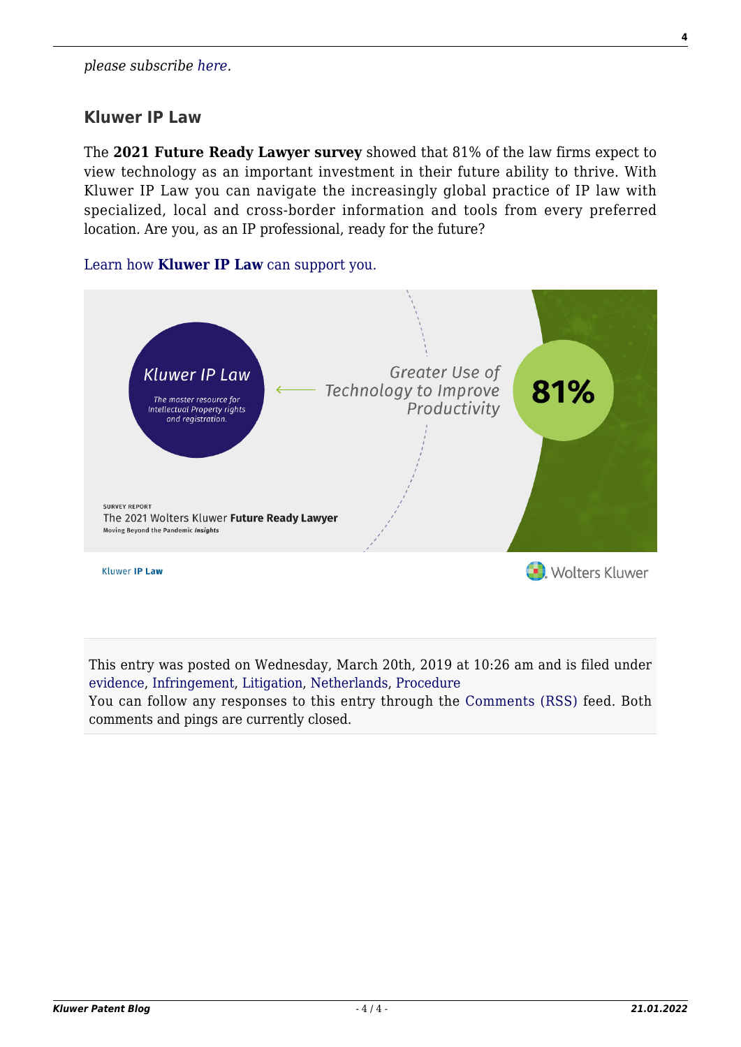*please subscribe here.*

## Kluwer IP Law

The **2021 Future Ready Lawyer survey** showed that 81% of the law firms expect to view technology as an important investment in their future ability to thrive. With Kluwer IP Law you can navigate the increasingly global practice of IP law with specialized, local and cross-border information and tools from every preferred location. Are you, as an IP professional, ready for the future?

Learn how **Kluwer IP Law** can support you.

Kluwer IP Law

The master resource for Intellectual Property rights and registration.

Greater Use of Technology to Improve Productivity

81%

SURVEY REPORT

The 2021 Wolters Kluwer **Future Ready Lawyer**

Moving Beyond the Pandemic *Insights*

Kluwer **IP Law**

Wolters Kluwer

This entry was posted on Wednesday, March 20th, 2019 at 10:26 am and is filed under evidence, Infringement, Litigation, Netherlands, Procedure

You can follow any responses to this entry through the Comments (RSS) feed. Both comments and pings are currently closed.